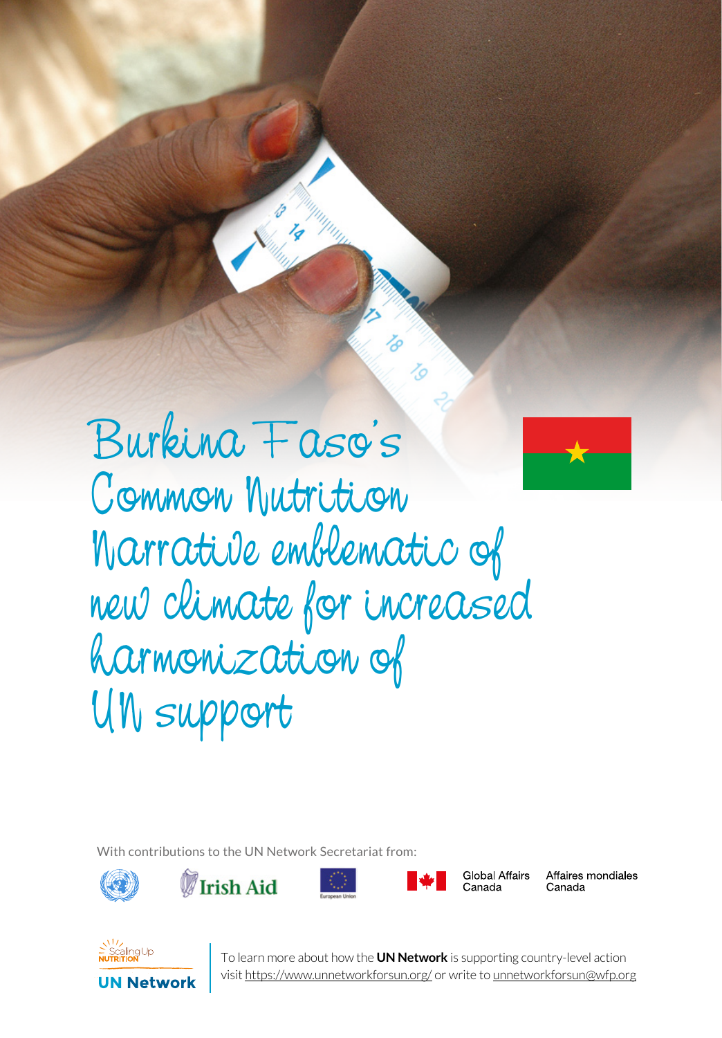# Burkina Faso's Common Nutrition Narrative emblematic of new climate for increased harmonization of UN support

With contributions to the UN Network Secretariat from:

Irish Aid

European Union

Global Affairs Canada | Affaires mondiales Canada

Scaling Up Nutrition

UN Network

To learn more about how the **UN Network** is supporting country-level action visit https://www.unnetworkforsun.org/ or write to unnetworkforsun@wfp.org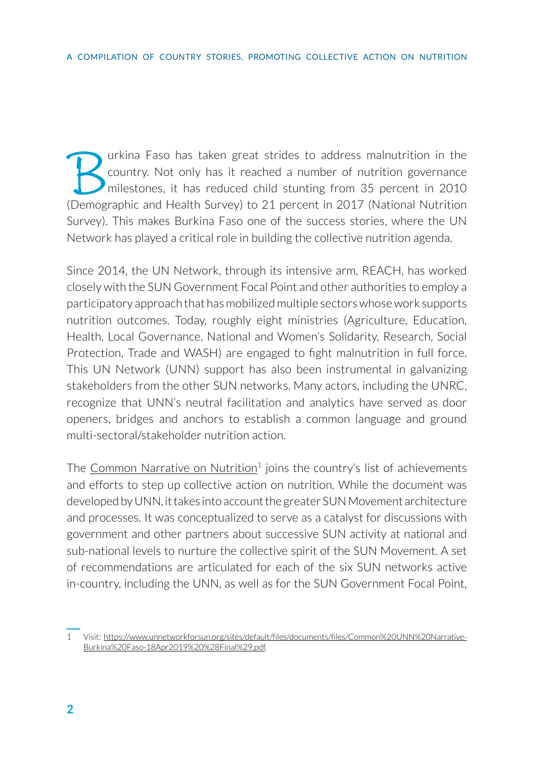Burkina Faso has taken great strides to address malnutrition in the country. Not only has it reached a number of nutrition governance milestones, it has reduced child stunting from 35 percent in 2010 (Demographic and Health Survey) to 21 percent in 2017 (National Nutrition Survey). This makes Burkina Faso one of the success stories, where the UN Network has played a critical role in building the collective nutrition agenda.

Since 2014, the UN Network, through its intensive arm, REACH, has worked closely with the SUN Government Focal Point and other authorities to employ a participatory approach that has mobilized multiple sectors whose work supports nutrition outcomes. Today, roughly eight ministries (Agriculture, Education, Health, Local Governance, National and Women's Solidarity, Research, Social Protection, Trade and WASH) are engaged to fight malnutrition in full force. This UN Network (UNN) support has also been instrumental in galvanizing stakeholders from the other SUN networks. Many actors, including the UNRC, recognize that UNN's neutral facilitation and analytics have served as door openers, bridges and anchors to establish a common language and ground multi-sectoral/stakeholder nutrition action.

The Common Narrative on Nutrition[1] joins the country's list of achievements and efforts to step up collective action on nutrition. While the document was developed by UNN, it takes into account the greater SUN Movement architecture and processes. It was conceptualized to serve as a catalyst for discussions with government and other partners about successive SUN activity at national and sub-national levels to nurture the collective spirit of the SUN Movement. A set of recommendations are articulated for each of the six SUN networks active in-country, including the UNN, as well as for the SUN Government Focal Point,

---

1 Visit: https://www.unnetworkforsun.org/sites/default/files/documents/files/Common%20UNN%20Narrative-Burkina%20Faso-18Apr2019%20%28Final%29.pdf.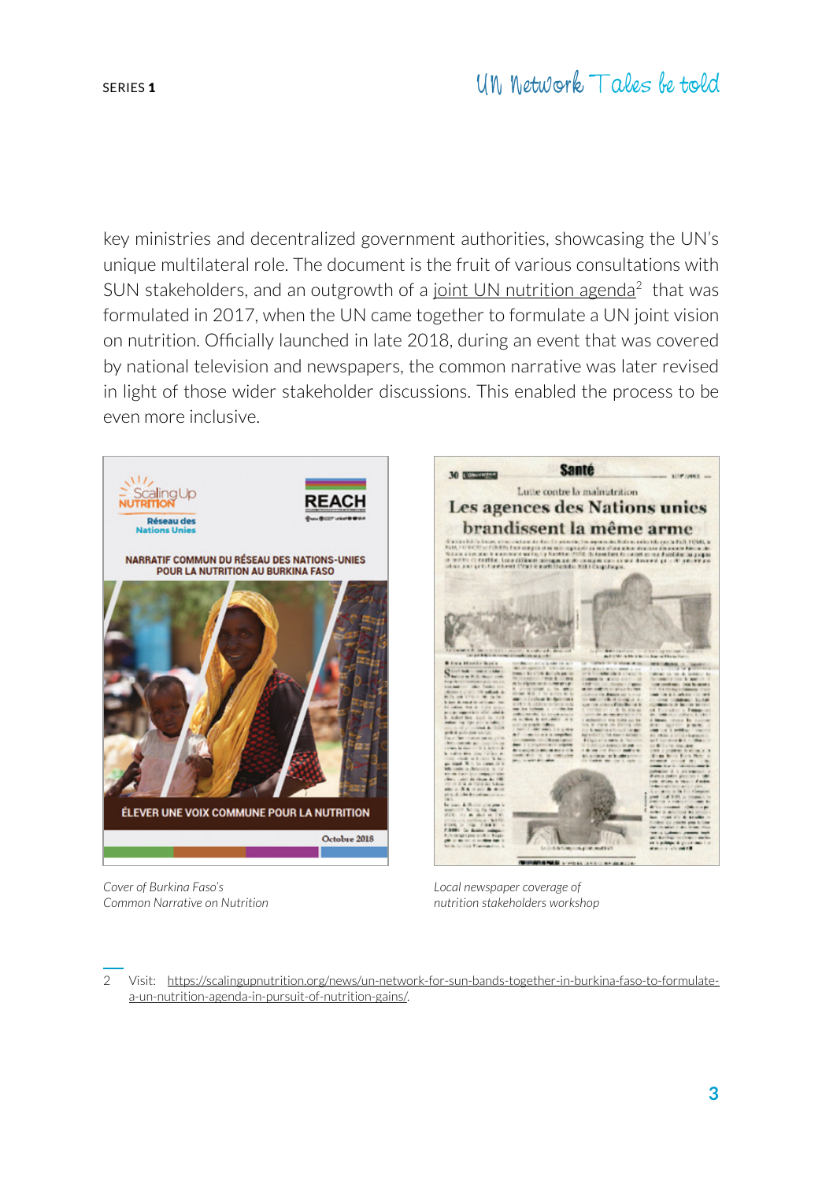key ministries and decentralized government authorities, showcasing the UN's unique multilateral role. The document is the fruit of various consultations with SUN stakeholders, and an outgrowth of a joint UN nutrition agenda[2] that was formulated in 2017, when the UN came together to formulate a UN joint vision on nutrition. Officially launched in late 2018, during an event that was covered by national television and newspapers, the common narrative was later revised in light of those wider stakeholder discussions. This enabled the process to be even more inclusive.

*Cover of Burkina Faso's Common Narrative on Nutrition*

*Local newspaper coverage of nutrition stakeholders workshop*

2 Visit: https://scalingupnutrition.org/news/un-network-for-sun-bands-together-in-burkina-faso-to-formulate-a-un-nutrition-agenda-in-pursuit-of-nutrition-gains/.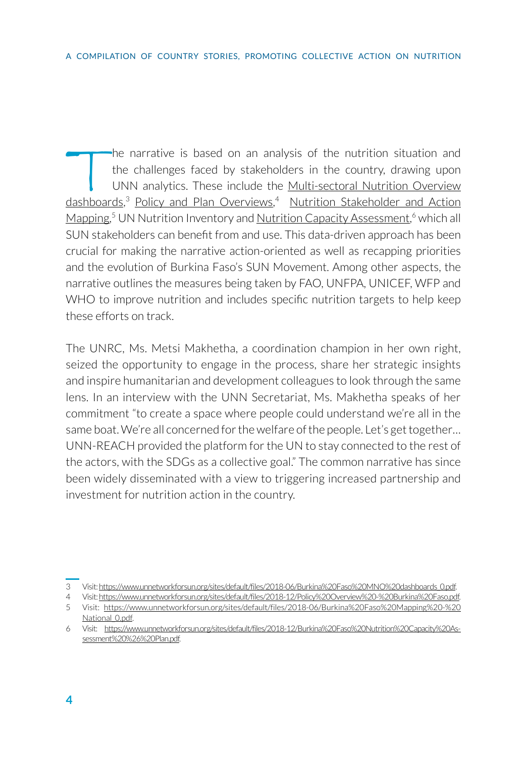The narrative is based on an analysis of the nutrition situation and the challenges faced by stakeholders in the country, drawing upon UNN analytics. These include the Multi-sectoral Nutrition Overview dashboards,[3] Policy and Plan Overviews,[4] Nutrition Stakeholder and Action Mapping,[5] UN Nutrition Inventory and Nutrition Capacity Assessment,[6] which all SUN stakeholders can benefit from and use. This data-driven approach has been crucial for making the narrative action-oriented as well as recapping priorities and the evolution of Burkina Faso's SUN Movement. Among other aspects, the narrative outlines the measures being taken by FAO, UNFPA, UNICEF, WFP and WHO to improve nutrition and includes specific nutrition targets to help keep these efforts on track.

The UNRC, Ms. Metsi Makhetha, a coordination champion in her own right, seized the opportunity to engage in the process, share her strategic insights and inspire humanitarian and development colleagues to look through the same lens. In an interview with the UNN Secretariat, Ms. Makhetha speaks of her commitment "to create a space where people could understand we're all in the same boat. We're all concerned for the welfare of the people. Let's get together… UNN-REACH provided the platform for the UN to stay connected to the rest of the actors, with the SDGs as a collective goal." The common narrative has since been widely disseminated with a view to triggering increased partnership and investment for nutrition action in the country.

---

3 Visit: https://www.unnetworkforsun.org/sites/default/files/2018-06/Burkina%20Faso%20MNO%20dashboards_0.pdf.

4 Visit: https://www.unnetworkforsun.org/sites/default/files/2018-12/Policy%20Overview%20-%20Burkina%20Faso.pdf.

5 Visit: https://www.unnetworkforsun.org/sites/default/files/2018-06/Burkina%20Faso%20Mapping%20-%20National_0.pdf.

6 Visit: https://www.unnetworkforsun.org/sites/default/files/2018-12/Burkina%20Faso%20Nutrition%20Capacity%20Assessment%20%26%20Plan.pdf.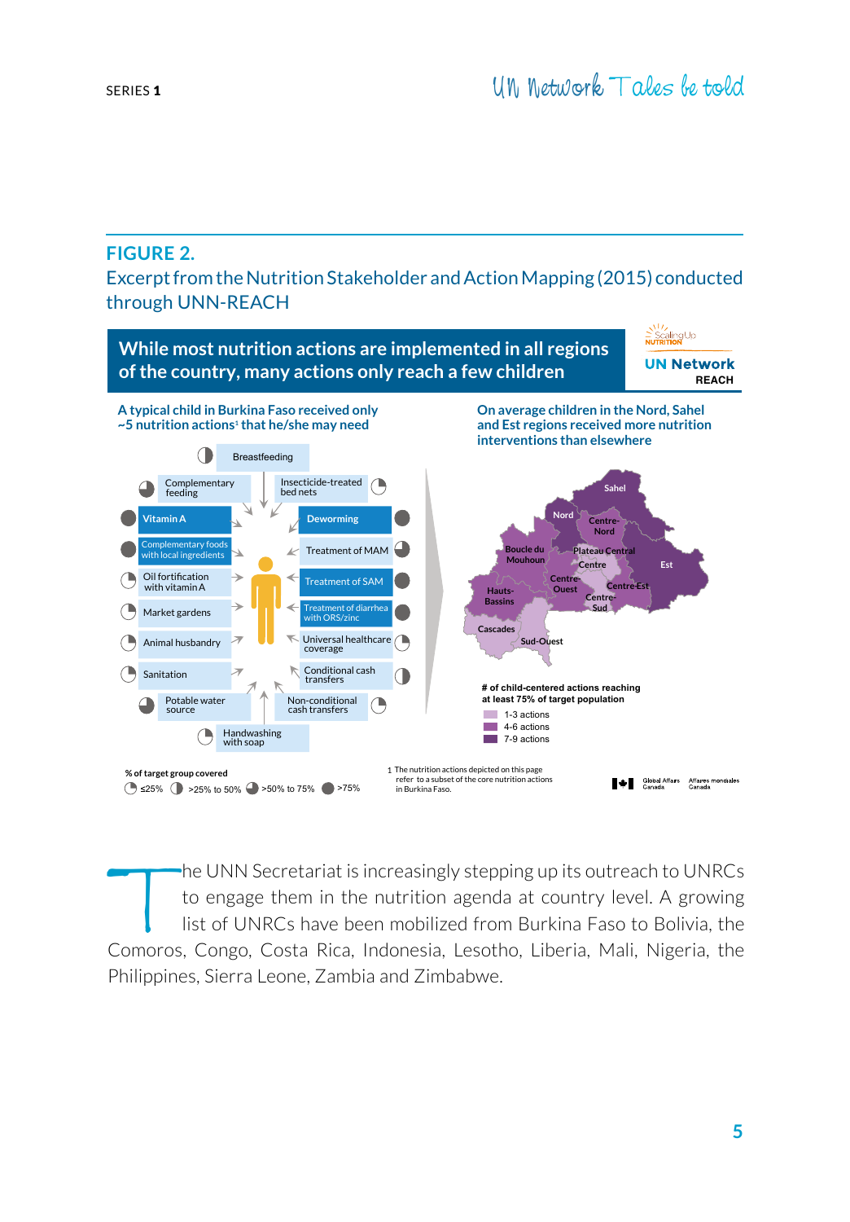## FIGURE 2.

Excerpt from the Nutrition Stakeholder and Action Mapping (2015) conducted through UNN-REACH

**While most nutrition actions are implemented in all regions of the country, many actions only reach a few children**

ScalingUp NUTRITION

UN Network REACH

**A typical child in Burkina Faso received only ~5 nutrition actions[1] that he/she may need**

Breastfeeding
Complementary feeding
Insecticide-treated bed nets
Vitamin A
Deworming
Complementary foods with local ingredients
Treatment of MAM
Oil fortification with vitamin A
Treatment of SAM
Market gardens
Treatment of diarrhea with ORS/zinc
Animal husbandry
Universal healthcare coverage
Sanitation
Conditional cash transfers
Potable water source
Non-conditional cash transfers
Handwashing with soap

% of target group covered
≤25% >25% to 50% >50% to 75% >75%

**On average children in the Nord, Sahel and Est regions received more nutrition interventions than elsewhere**

Sahel
Nord
Centre-Nord
Boucle du Mouhoun
Plateau Central
Est
Centre
Centre-Ouest
Hauts-Bassins
Centre-Est
Centre-Sud
Cascades
Sud-Ouest

**# of child-centered actions reaching at least 75% of target population**
1-3 actions
4-6 actions
7-9 actions

1 The nutrition actions depicted on this page refer to a subset of the core nutrition actions in Burkina Faso.

Global Affairs Canada / Affaires mondiales Canada

The UNN Secretariat is increasingly stepping up its outreach to UNRCs to engage them in the nutrition agenda at country level. A growing list of UNRCs have been mobilized from Burkina Faso to Bolivia, the Comoros, Congo, Costa Rica, Indonesia, Lesotho, Liberia, Mali, Nigeria, the Philippines, Sierra Leone, Zambia and Zimbabwe.